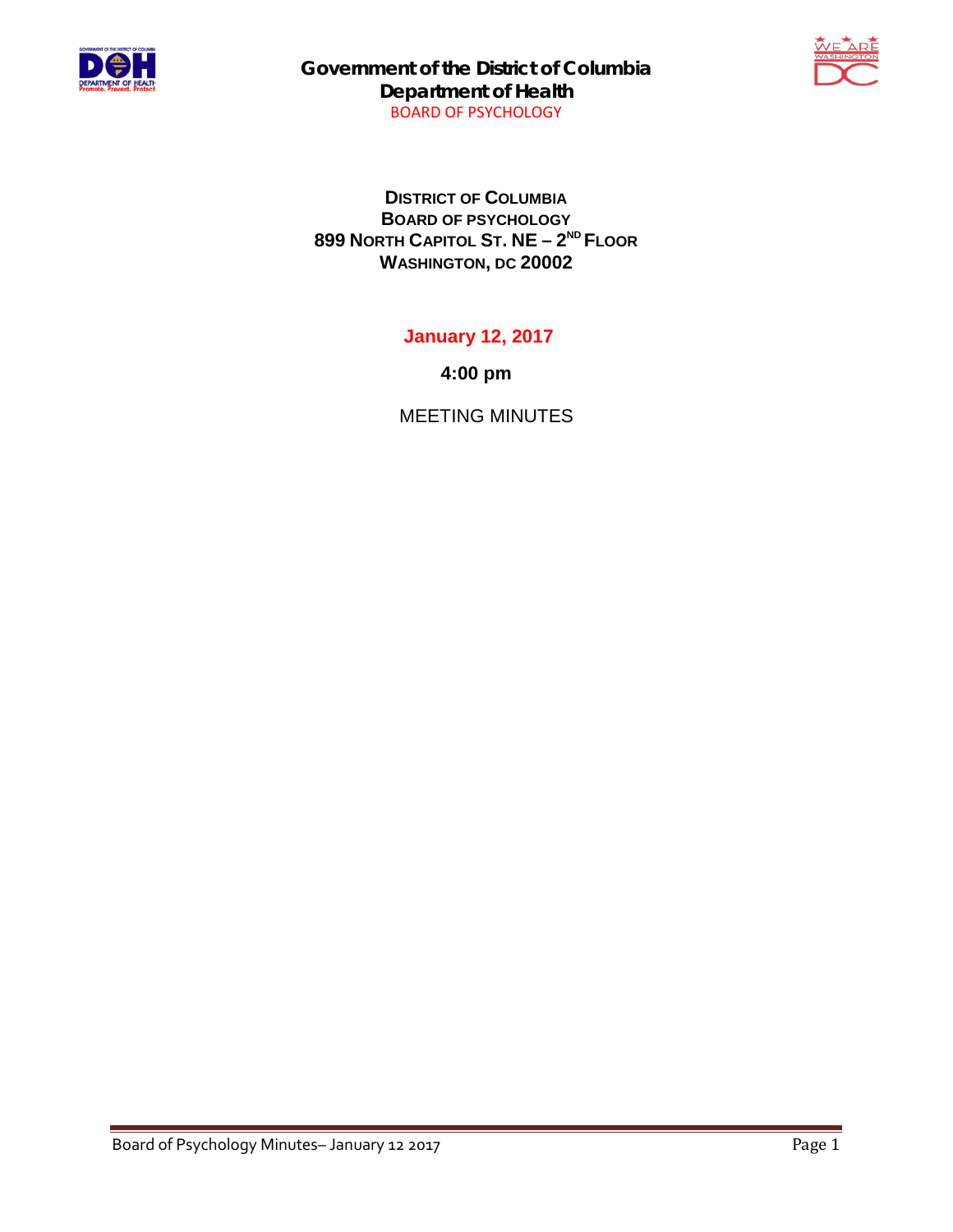**Government of the District of Columbia**
**Department of Health**
BOARD OF PSYCHOLOGY

# DISTRICT OF COLUMBIA
# BOARD OF PSYCHOLOGY
## 899 NORTH CAPITOL ST. NE – 2ND FLOOR
## WASHINGTON, DC 20002

**January 12, 2017**

**4:00 pm**

MEETING MINUTES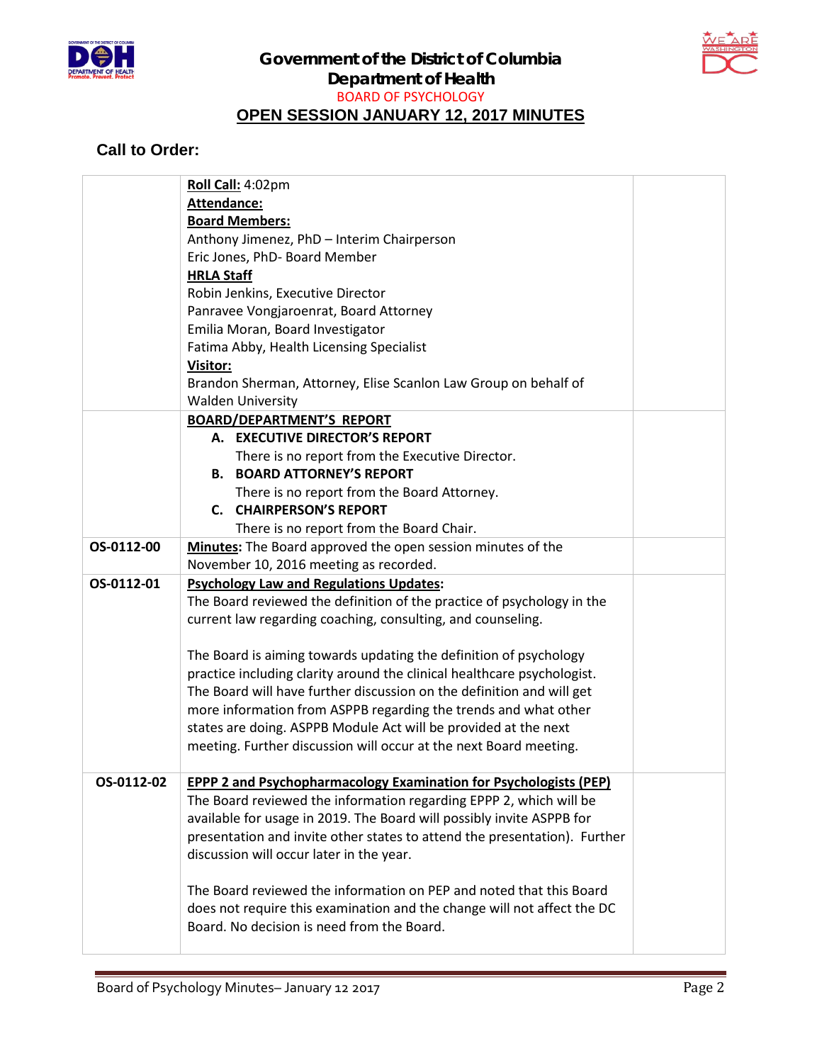Government of the District of Columbia
Department of Health
BOARD OF PSYCHOLOGY

# OPEN SESSION JANUARY 12, 2017 MINUTES

## Call to Order:

| | | |
|---|---|---|
| | **Roll Call:** 4:02pm<br>**Attendance:**<br>**Board Members:**<br>Anthony Jimenez, PhD – Interim Chairperson<br>Eric Jones, PhD- Board Member<br>**HRLA Staff**<br>Robin Jenkins, Executive Director<br>Panravee Vongjaroenrat, Board Attorney<br>Emilia Moran, Board Investigator<br>Fatima Abby, Health Licensing Specialist<br>**Visitor:**<br>Brandon Sherman, Attorney, Elise Scanlon Law Group on behalf of Walden University | |
| | **BOARD/DEPARTMENT'S REPORT**<br>**A. EXECUTIVE DIRECTOR'S REPORT**<br>There is no report from the Executive Director.<br>**B. BOARD ATTORNEY'S REPORT**<br>There is no report from the Board Attorney.<br>**C. CHAIRPERSON'S REPORT**<br>There is no report from the Board Chair. | |
| **OS-0112-00** | **Minutes:** The Board approved the open session minutes of the November 10, 2016 meeting as recorded. | |
| **OS-0112-01** | **Psychology Law and Regulations Updates:**<br>The Board reviewed the definition of the practice of psychology in the current law regarding coaching, consulting, and counseling.<br><br>The Board is aiming towards updating the definition of psychology practice including clarity around the clinical healthcare psychologist. The Board will have further discussion on the definition and will get more information from ASPPB regarding the trends and what other states are doing. ASPPB Module Act will be provided at the next meeting. Further discussion will occur at the next Board meeting. | |
| **OS-0112-02** | **EPPP 2 and Psychopharmacology Examination for Psychologists (PEP)**<br>The Board reviewed the information regarding EPPP 2, which will be available for usage in 2019. The Board will possibly invite ASPPB for presentation and invite other states to attend the presentation). Further discussion will occur later in the year.<br><br>The Board reviewed the information on PEP and noted that this Board does not require this examination and the change will not affect the DC Board. No decision is need from the Board. | |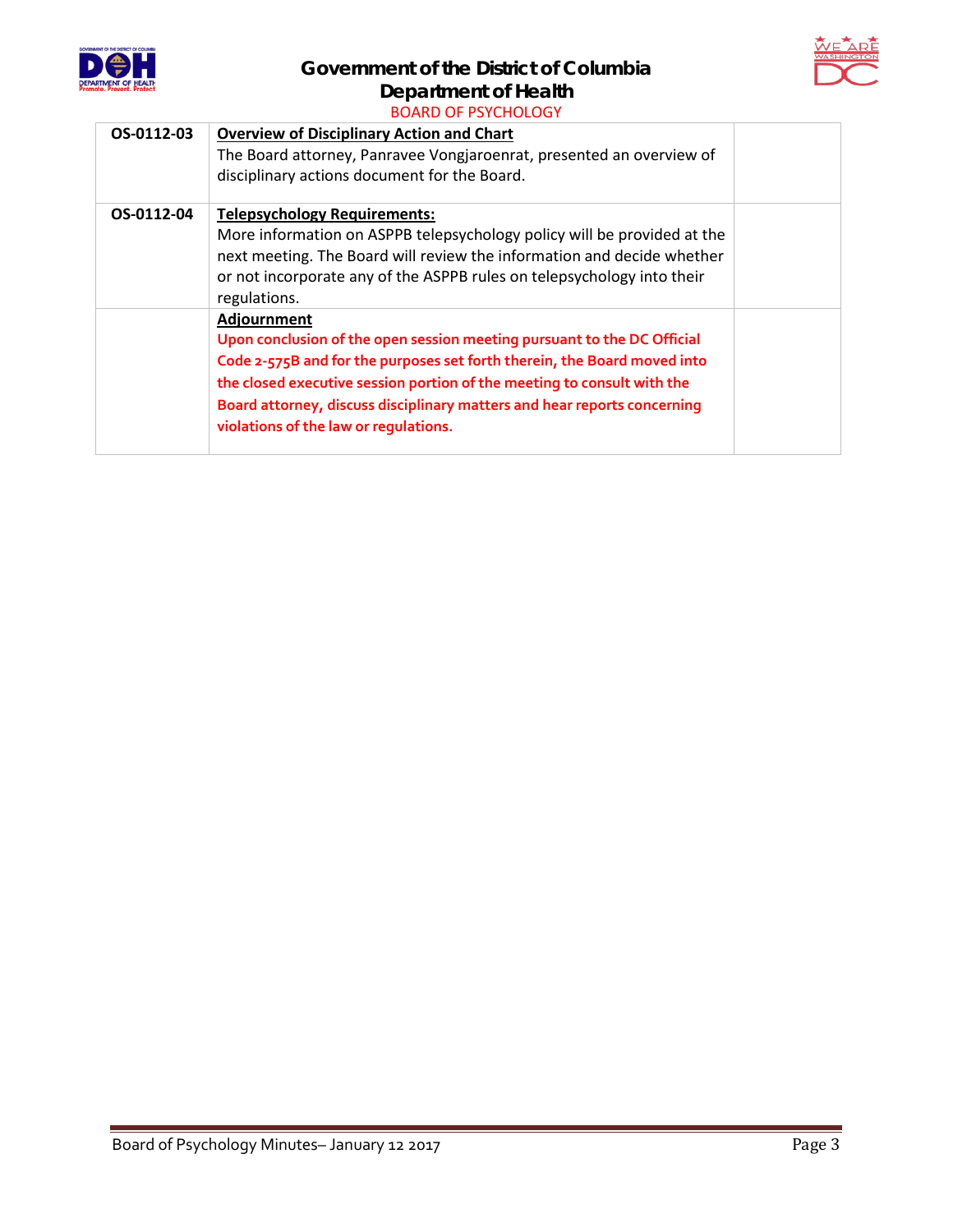| | | |
|---|---|---|
| **OS-0112-03** | **Overview of Disciplinary Action and Chart**<br>The Board attorney, Panravee Vongjaroenrat, presented an overview of disciplinary actions document for the Board. | |
| **OS-0112-04** | **Telepsychology Requirements:**<br>More information on ASPPB telepsychology policy will be provided at the next meeting. The Board will review the information and decide whether or not incorporate any of the ASPPB rules on telepsychology into their regulations. | |
| | **Adjournment**<br>**Upon conclusion of the open session meeting pursuant to the DC Official Code 2-575B and for the purposes set forth therein, the Board moved into the closed executive session portion of the meeting to consult with the Board attorney, discuss disciplinary matters and hear reports concerning violations of the law or regulations.** | |